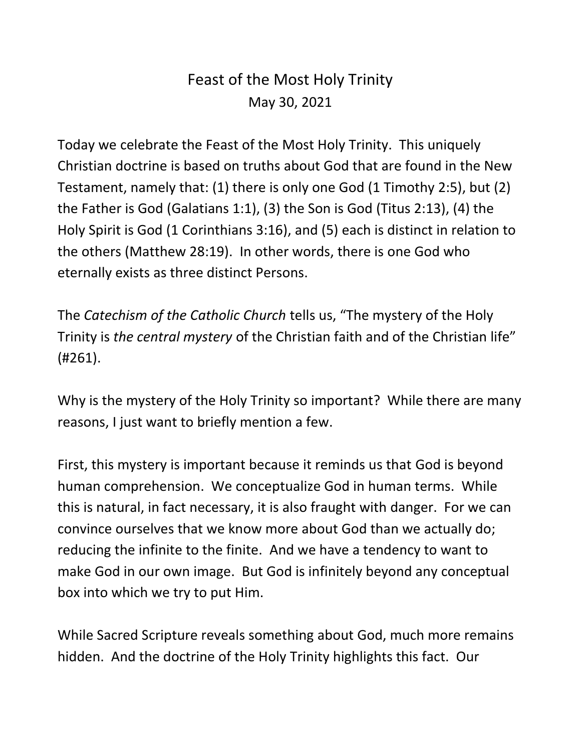# Feast of the Most Holy Trinity

May 30, 2021

Today we celebrate the Feast of the Most Holy Trinity. This uniquely Christian doctrine is based on truths about God that are found in the New Testament, namely that: (1) there is only one God (1 Timothy 2:5), but (2) the Father is God (Galatians 1:1), (3) the Son is God (Titus 2:13), (4) the Holy Spirit is God (1 Corinthians 3:16), and (5) each is distinct in relation to the others (Matthew 28:19). In other words, there is one God who eternally exists as three distinct Persons.

The *Catechism of the Catholic Church* tells us, "The mystery of the Holy Trinity is *the central mystery* of the Christian faith and of the Christian life" (#261).

Why is the mystery of the Holy Trinity so important? While there are many reasons, I just want to briefly mention a few.

First, this mystery is important because it reminds us that God is beyond human comprehension. We conceptualize God in human terms. While this is natural, in fact necessary, it is also fraught with danger. For we can convince ourselves that we know more about God than we actually do; reducing the infinite to the finite. And we have a tendency to want to make God in our own image. But God is infinitely beyond any conceptual box into which we try to put Him.

While Sacred Scripture reveals something about God, much more remains hidden. And the doctrine of the Holy Trinity highlights this fact. Our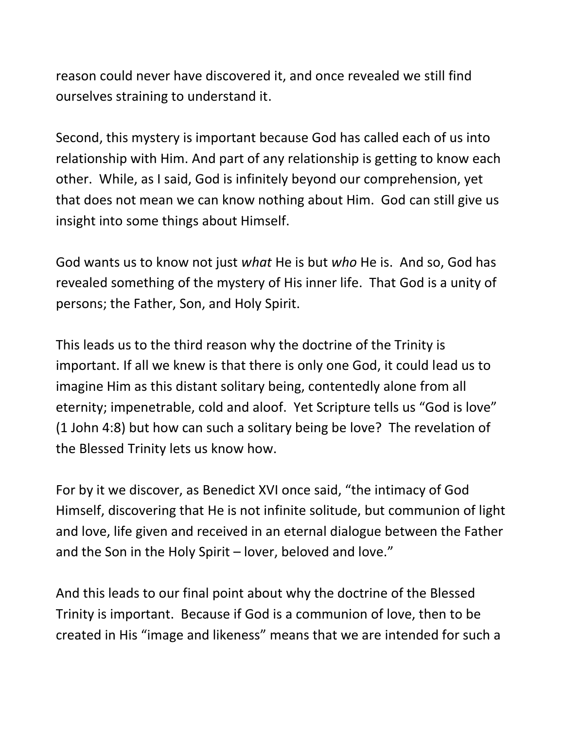reason could never have discovered it, and once revealed we still find ourselves straining to understand it.

Second, this mystery is important because God has called each of us into relationship with Him. And part of any relationship is getting to know each other. While, as I said, God is infinitely beyond our comprehension, yet that does not mean we can know nothing about Him. God can still give us insight into some things about Himself.

God wants us to know not just *what* He is but *who* He is. And so, God has revealed something of the mystery of His inner life. That God is a unity of persons; the Father, Son, and Holy Spirit.

This leads us to the third reason why the doctrine of the Trinity is important. If all we knew is that there is only one God, it could lead us to imagine Him as this distant solitary being, contentedly alone from all eternity; impenetrable, cold and aloof. Yet Scripture tells us "God is love" (1 John 4:8) but how can such a solitary being be love? The revelation of the Blessed Trinity lets us know how.

For by it we discover, as Benedict XVI once said, "the intimacy of God Himself, discovering that He is not infinite solitude, but communion of light and love, life given and received in an eternal dialogue between the Father and the Son in the Holy Spirit – lover, beloved and love."

And this leads to our final point about why the doctrine of the Blessed Trinity is important. Because if God is a communion of love, then to be created in His "image and likeness" means that we are intended for such a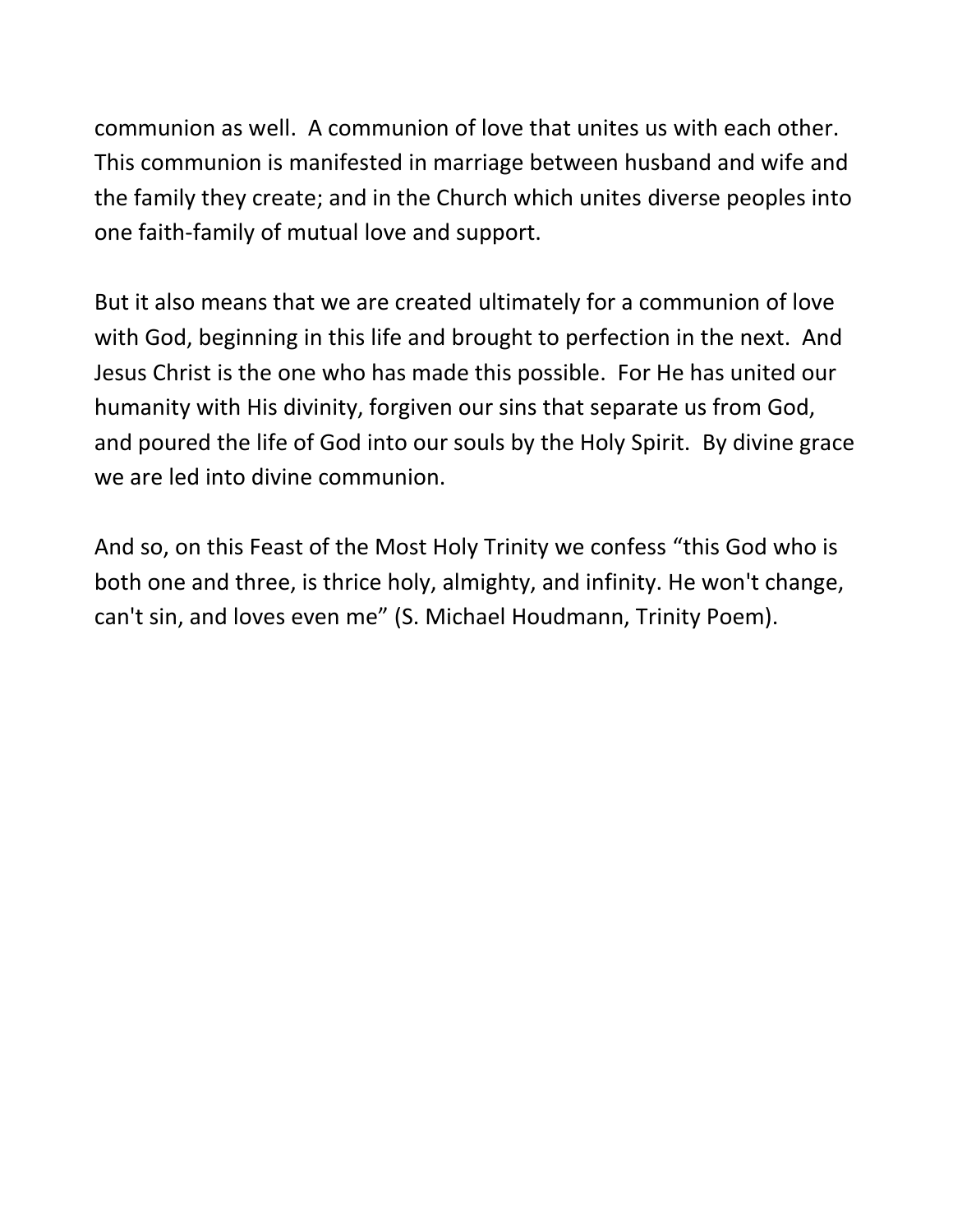communion as well. A communion of love that unites us with each other. This communion is manifested in marriage between husband and wife and the family they create; and in the Church which unites diverse peoples into one faith-family of mutual love and support.

But it also means that we are created ultimately for a communion of love with God, beginning in this life and brought to perfection in the next. And Jesus Christ is the one who has made this possible. For He has united our humanity with His divinity, forgiven our sins that separate us from God, and poured the life of God into our souls by the Holy Spirit. By divine grace we are led into divine communion.

And so, on this Feast of the Most Holy Trinity we confess "this God who is both one and three, is thrice holy, almighty, and infinity. He won't change, can't sin, and loves even me" (S. Michael Houdmann, Trinity Poem).